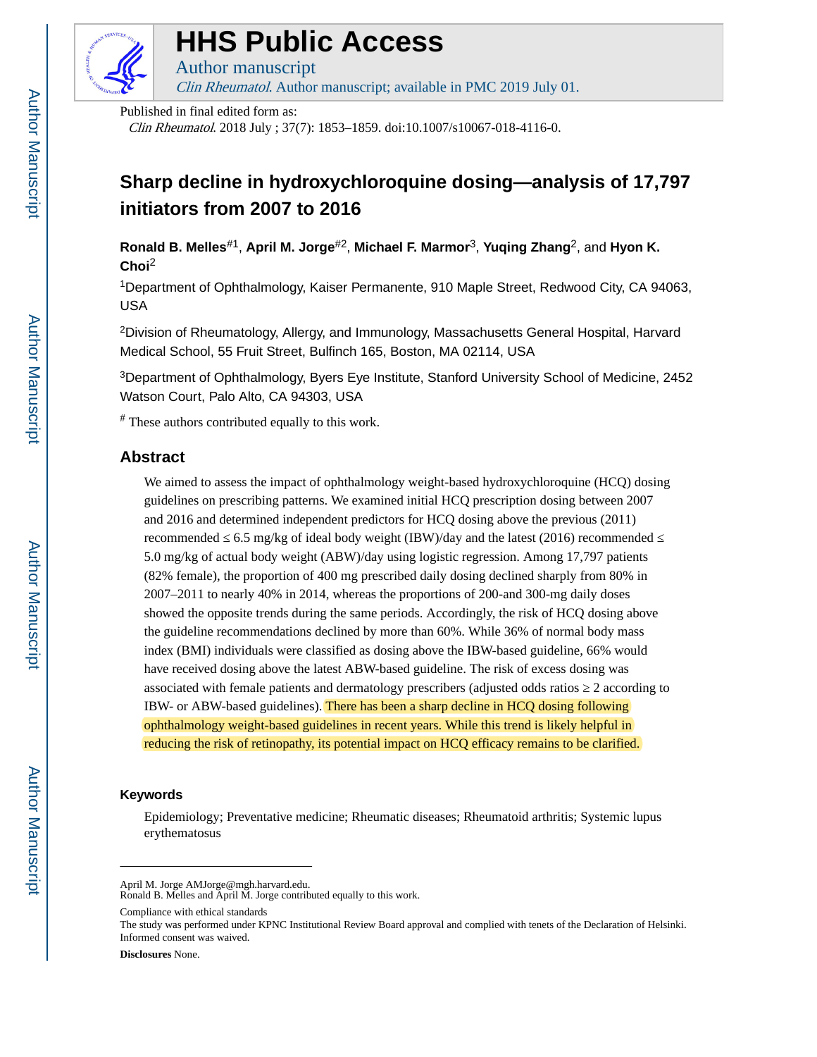# HHS Public Access

Author manuscript

*Clin Rheumatol*. Author manuscript; available in PMC 2019 July 01.

Published in final edited form as:

*Clin Rheumatol*. 2018 July ; 37(7): 1853–1859. doi:10.1007/s10067-018-4116-0.

# Sharp decline in hydroxychloroquine dosing—analysis of 17,797 initiators from 2007 to 2016

**Ronald B. Melles**[#1], **April M. Jorge**[#2], **Michael F. Marmor**[3], **Yuqing Zhang**[2], and **Hyon K. Choi**[2]

[1]Department of Ophthalmology, Kaiser Permanente, 910 Maple Street, Redwood City, CA 94063, USA

[2]Division of Rheumatology, Allergy, and Immunology, Massachusetts General Hospital, Harvard Medical School, 55 Fruit Street, Bulfinch 165, Boston, MA 02114, USA

[3]Department of Ophthalmology, Byers Eye Institute, Stanford University School of Medicine, 2452 Watson Court, Palo Alto, CA 94303, USA

[#] These authors contributed equally to this work.

## Abstract

We aimed to assess the impact of ophthalmology weight-based hydroxychloroquine (HCQ) dosing guidelines on prescribing patterns. We examined initial HCQ prescription dosing between 2007 and 2016 and determined independent predictors for HCQ dosing above the previous (2011) recommended ≤ 6.5 mg/kg of ideal body weight (IBW)/day and the latest (2016) recommended ≤ 5.0 mg/kg of actual body weight (ABW)/day using logistic regression. Among 17,797 patients (82% female), the proportion of 400 mg prescribed daily dosing declined sharply from 80% in 2007–2011 to nearly 40% in 2014, whereas the proportions of 200-and 300-mg daily doses showed the opposite trends during the same periods. Accordingly, the risk of HCQ dosing above the guideline recommendations declined by more than 60%. While 36% of normal body mass index (BMI) individuals were classified as dosing above the IBW-based guideline, 66% would have received dosing above the latest ABW-based guideline. The risk of excess dosing was associated with female patients and dermatology prescribers (adjusted odds ratios ≥ 2 according to IBW- or ABW-based guidelines). There has been a sharp decline in HCQ dosing following ophthalmology weight-based guidelines in recent years. While this trend is likely helpful in reducing the risk of retinopathy, its potential impact on HCQ efficacy remains to be clarified.

### Keywords

Epidemiology; Preventative medicine; Rheumatic diseases; Rheumatoid arthritis; Systemic lupus erythematosus

---

April M. Jorge AMJorge@mgh.harvard.edu.

Ronald B. Melles and April M. Jorge contributed equally to this work.

Compliance with ethical standards

The study was performed under KPNC Institutional Review Board approval and complied with tenets of the Declaration of Helsinki. Informed consent was waived.

**Disclosures** None.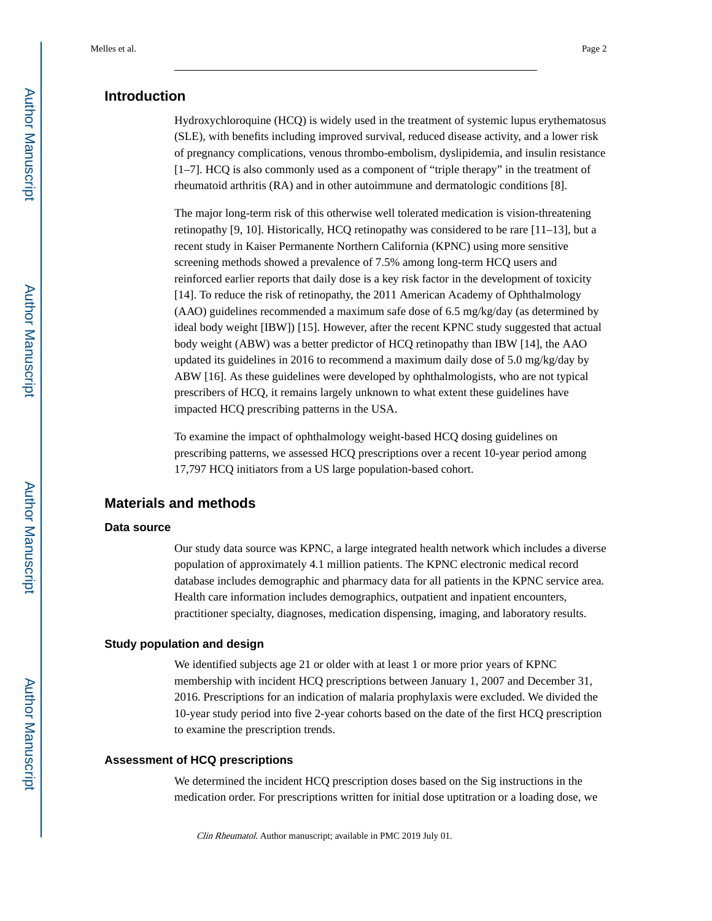## Introduction

Hydroxychloroquine (HCQ) is widely used in the treatment of systemic lupus erythematosus (SLE), with benefits including improved survival, reduced disease activity, and a lower risk of pregnancy complications, venous thrombo-embolism, dyslipidemia, and insulin resistance [1–7]. HCQ is also commonly used as a component of “triple therapy” in the treatment of rheumatoid arthritis (RA) and in other autoimmune and dermatologic conditions [8].

The major long-term risk of this otherwise well tolerated medication is vision-threatening retinopathy [9, 10]. Historically, HCQ retinopathy was considered to be rare [11–13], but a recent study in Kaiser Permanente Northern California (KPNC) using more sensitive screening methods showed a prevalence of 7.5% among long-term HCQ users and reinforced earlier reports that daily dose is a key risk factor in the development of toxicity [14]. To reduce the risk of retinopathy, the 2011 American Academy of Ophthalmology (AAO) guidelines recommended a maximum safe dose of 6.5 mg/kg/day (as determined by ideal body weight [IBW]) [15]. However, after the recent KPNC study suggested that actual body weight (ABW) was a better predictor of HCQ retinopathy than IBW [14], the AAO updated its guidelines in 2016 to recommend a maximum daily dose of 5.0 mg/kg/day by ABW [16]. As these guidelines were developed by ophthalmologists, who are not typical prescribers of HCQ, it remains largely unknown to what extent these guidelines have impacted HCQ prescribing patterns in the USA.

To examine the impact of ophthalmology weight-based HCQ dosing guidelines on prescribing patterns, we assessed HCQ prescriptions over a recent 10-year period among 17,797 HCQ initiators from a US large population-based cohort.

## Materials and methods

### Data source

Our study data source was KPNC, a large integrated health network which includes a diverse population of approximately 4.1 million patients. The KPNC electronic medical record database includes demographic and pharmacy data for all patients in the KPNC service area. Health care information includes demographics, outpatient and inpatient encounters, practitioner specialty, diagnoses, medication dispensing, imaging, and laboratory results.

### Study population and design

We identified subjects age 21 or older with at least 1 or more prior years of KPNC membership with incident HCQ prescriptions between January 1, 2007 and December 31, 2016. Prescriptions for an indication of malaria prophylaxis were excluded. We divided the 10-year study period into five 2-year cohorts based on the date of the first HCQ prescription to examine the prescription trends.

### Assessment of HCQ prescriptions

We determined the incident HCQ prescription doses based on the Sig instructions in the medication order. For prescriptions written for initial dose uptitration or a loading dose, we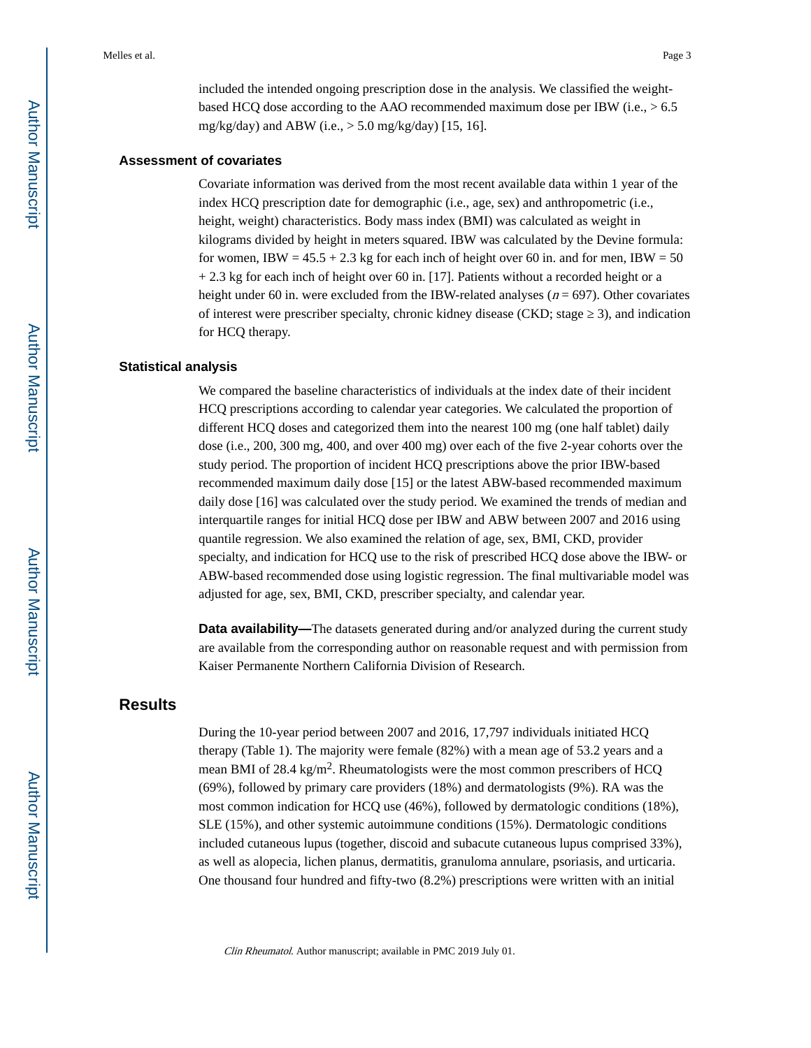included the intended ongoing prescription dose in the analysis. We classified the weight-based HCQ dose according to the AAO recommended maximum dose per IBW (i.e., > 6.5 mg/kg/day) and ABW (i.e., > 5.0 mg/kg/day) [15, 16].

### Assessment of covariates

Covariate information was derived from the most recent available data within 1 year of the index HCQ prescription date for demographic (i.e., age, sex) and anthropometric (i.e., height, weight) characteristics. Body mass index (BMI) was calculated as weight in kilograms divided by height in meters squared. IBW was calculated by the Devine formula: for women, IBW = 45.5 + 2.3 kg for each inch of height over 60 in. and for men, IBW = 50 + 2.3 kg for each inch of height over 60 in. [17]. Patients without a recorded height or a height under 60 in. were excluded from the IBW-related analyses ($n = 697$). Other covariates of interest were prescriber specialty, chronic kidney disease (CKD; stage ≥ 3), and indication for HCQ therapy.

### Statistical analysis

We compared the baseline characteristics of individuals at the index date of their incident HCQ prescriptions according to calendar year categories. We calculated the proportion of different HCQ doses and categorized them into the nearest 100 mg (one half tablet) daily dose (i.e., 200, 300 mg, 400, and over 400 mg) over each of the five 2-year cohorts over the study period. The proportion of incident HCQ prescriptions above the prior IBW-based recommended maximum daily dose [15] or the latest ABW-based recommended maximum daily dose [16] was calculated over the study period. We examined the trends of median and interquartile ranges for initial HCQ dose per IBW and ABW between 2007 and 2016 using quantile regression. We also examined the relation of age, sex, BMI, CKD, provider specialty, and indication for HCQ use to the risk of prescribed HCQ dose above the IBW- or ABW-based recommended dose using logistic regression. The final multivariable model was adjusted for age, sex, BMI, CKD, prescriber specialty, and calendar year.

**Data availability—**The datasets generated during and/or analyzed during the current study are available from the corresponding author on reasonable request and with permission from Kaiser Permanente Northern California Division of Research.

## Results

During the 10-year period between 2007 and 2016, 17,797 individuals initiated HCQ therapy (Table 1). The majority were female (82%) with a mean age of 53.2 years and a mean BMI of 28.4 kg/m$^2$. Rheumatologists were the most common prescribers of HCQ (69%), followed by primary care providers (18%) and dermatologists (9%). RA was the most common indication for HCQ use (46%), followed by dermatologic conditions (18%), SLE (15%), and other systemic autoimmune conditions (15%). Dermatologic conditions included cutaneous lupus (together, discoid and subacute cutaneous lupus comprised 33%), as well as alopecia, lichen planus, dermatitis, granuloma annulare, psoriasis, and urticaria. One thousand four hundred and fifty-two (8.2%) prescriptions were written with an initial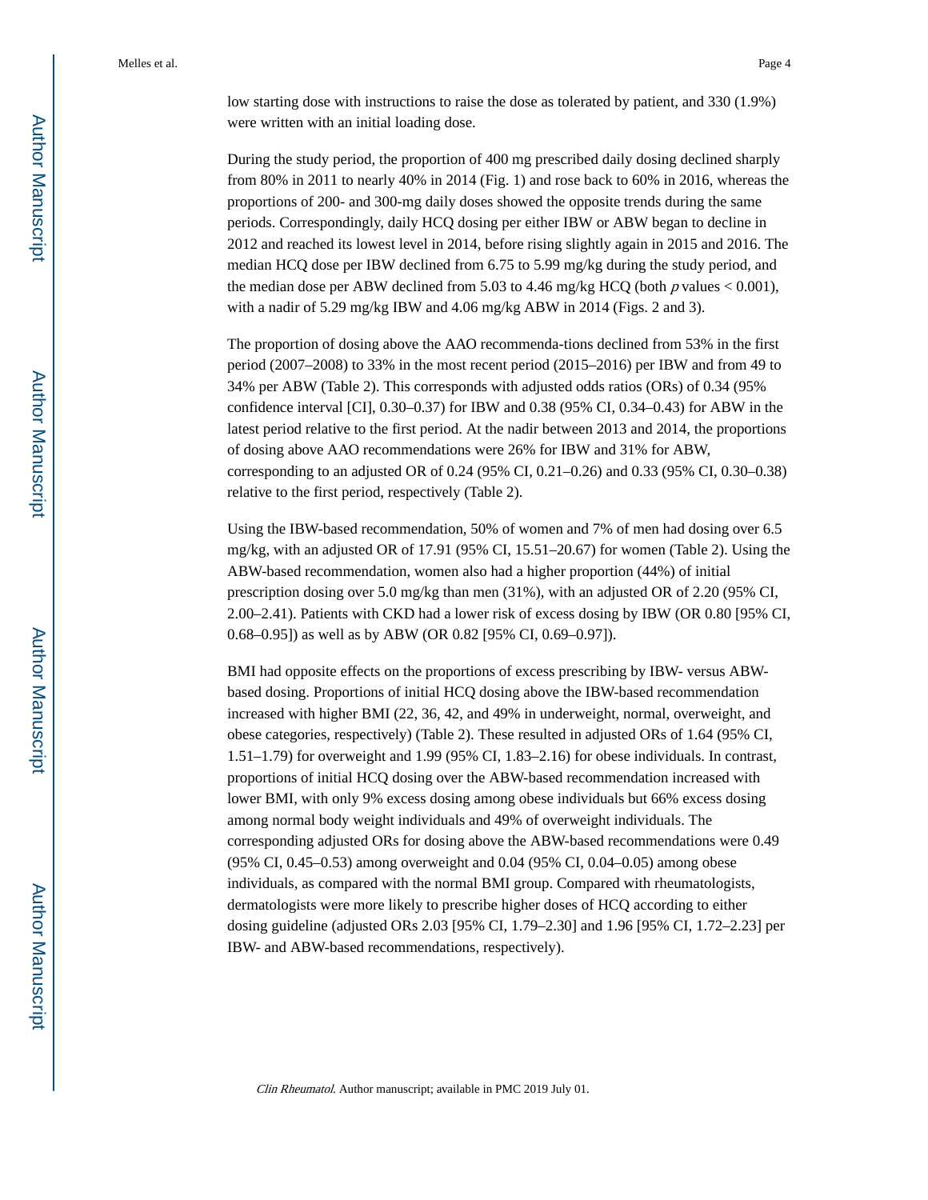low starting dose with instructions to raise the dose as tolerated by patient, and 330 (1.9%) were written with an initial loading dose.

During the study period, the proportion of 400 mg prescribed daily dosing declined sharply from 80% in 2011 to nearly 40% in 2014 (Fig. 1) and rose back to 60% in 2016, whereas the proportions of 200- and 300-mg daily doses showed the opposite trends during the same periods. Correspondingly, daily HCQ dosing per either IBW or ABW began to decline in 2012 and reached its lowest level in 2014, before rising slightly again in 2015 and 2016. The median HCQ dose per IBW declined from 6.75 to 5.99 mg/kg during the study period, and the median dose per ABW declined from 5.03 to 4.46 mg/kg HCQ (both $p$ values < 0.001), with a nadir of 5.29 mg/kg IBW and 4.06 mg/kg ABW in 2014 (Figs. 2 and 3).

The proportion of dosing above the AAO recommenda-tions declined from 53% in the first period (2007–2008) to 33% in the most recent period (2015–2016) per IBW and from 49 to 34% per ABW (Table 2). This corresponds with adjusted odds ratios (ORs) of 0.34 (95% confidence interval [CI], 0.30–0.37) for IBW and 0.38 (95% CI, 0.34–0.43) for ABW in the latest period relative to the first period. At the nadir between 2013 and 2014, the proportions of dosing above AAO recommendations were 26% for IBW and 31% for ABW, corresponding to an adjusted OR of 0.24 (95% CI, 0.21–0.26) and 0.33 (95% CI, 0.30–0.38) relative to the first period, respectively (Table 2).

Using the IBW-based recommendation, 50% of women and 7% of men had dosing over 6.5 mg/kg, with an adjusted OR of 17.91 (95% CI, 15.51–20.67) for women (Table 2). Using the ABW-based recommendation, women also had a higher proportion (44%) of initial prescription dosing over 5.0 mg/kg than men (31%), with an adjusted OR of 2.20 (95% CI, 2.00–2.41). Patients with CKD had a lower risk of excess dosing by IBW (OR 0.80 [95% CI, 0.68–0.95]) as well as by ABW (OR 0.82 [95% CI, 0.69–0.97]).

BMI had opposite effects on the proportions of excess prescribing by IBW- versus ABW-based dosing. Proportions of initial HCQ dosing above the IBW-based recommendation increased with higher BMI (22, 36, 42, and 49% in underweight, normal, overweight, and obese categories, respectively) (Table 2). These resulted in adjusted ORs of 1.64 (95% CI, 1.51–1.79) for overweight and 1.99 (95% CI, 1.83–2.16) for obese individuals. In contrast, proportions of initial HCQ dosing over the ABW-based recommendation increased with lower BMI, with only 9% excess dosing among obese individuals but 66% excess dosing among normal body weight individuals and 49% of overweight individuals. The corresponding adjusted ORs for dosing above the ABW-based recommendations were 0.49 (95% CI, 0.45–0.53) among overweight and 0.04 (95% CI, 0.04–0.05) among obese individuals, as compared with the normal BMI group. Compared with rheumatologists, dermatologists were more likely to prescribe higher doses of HCQ according to either dosing guideline (adjusted ORs 2.03 [95% CI, 1.79–2.30] and 1.96 [95% CI, 1.72–2.23] per IBW- and ABW-based recommendations, respectively).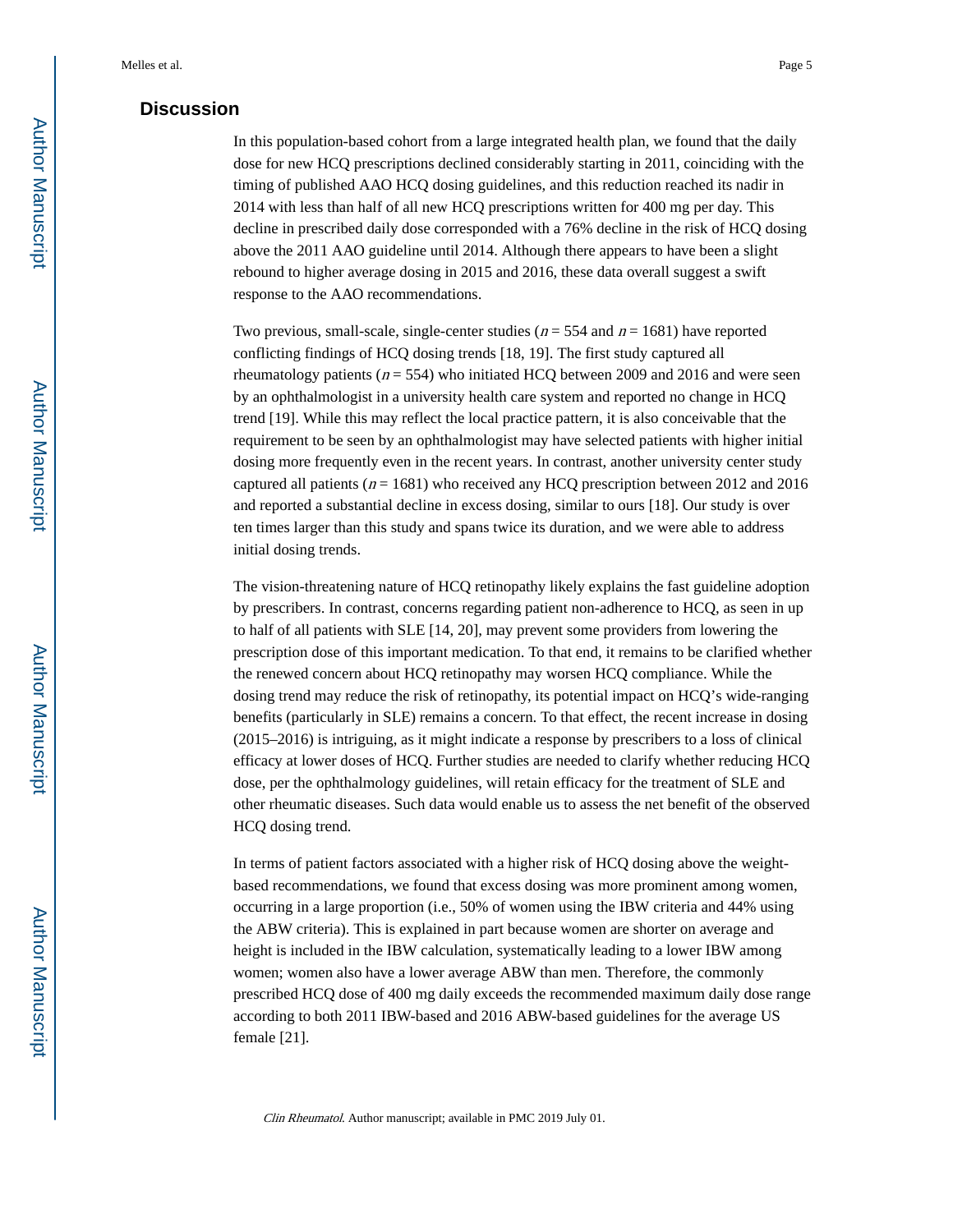## Discussion

In this population-based cohort from a large integrated health plan, we found that the daily dose for new HCQ prescriptions declined considerably starting in 2011, coinciding with the timing of published AAO HCQ dosing guidelines, and this reduction reached its nadir in 2014 with less than half of all new HCQ prescriptions written for 400 mg per day. This decline in prescribed daily dose corresponded with a 76% decline in the risk of HCQ dosing above the 2011 AAO guideline until 2014. Although there appears to have been a slight rebound to higher average dosing in 2015 and 2016, these data overall suggest a swift response to the AAO recommendations.

Two previous, small-scale, single-center studies ($n = 554$ and $n = 1681$) have reported conflicting findings of HCQ dosing trends [18, 19]. The first study captured all rheumatology patients ($n = 554$) who initiated HCQ between 2009 and 2016 and were seen by an ophthalmologist in a university health care system and reported no change in HCQ trend [19]. While this may reflect the local practice pattern, it is also conceivable that the requirement to be seen by an ophthalmologist may have selected patients with higher initial dosing more frequently even in the recent years. In contrast, another university center study captured all patients ($n = 1681$) who received any HCQ prescription between 2012 and 2016 and reported a substantial decline in excess dosing, similar to ours [18]. Our study is over ten times larger than this study and spans twice its duration, and we were able to address initial dosing trends.

The vision-threatening nature of HCQ retinopathy likely explains the fast guideline adoption by prescribers. In contrast, concerns regarding patient non-adherence to HCQ, as seen in up to half of all patients with SLE [14, 20], may prevent some providers from lowering the prescription dose of this important medication. To that end, it remains to be clarified whether the renewed concern about HCQ retinopathy may worsen HCQ compliance. While the dosing trend may reduce the risk of retinopathy, its potential impact on HCQ's wide-ranging benefits (particularly in SLE) remains a concern. To that effect, the recent increase in dosing (2015–2016) is intriguing, as it might indicate a response by prescribers to a loss of clinical efficacy at lower doses of HCQ. Further studies are needed to clarify whether reducing HCQ dose, per the ophthalmology guidelines, will retain efficacy for the treatment of SLE and other rheumatic diseases. Such data would enable us to assess the net benefit of the observed HCQ dosing trend.

In terms of patient factors associated with a higher risk of HCQ dosing above the weight-based recommendations, we found that excess dosing was more prominent among women, occurring in a large proportion (i.e., 50% of women using the IBW criteria and 44% using the ABW criteria). This is explained in part because women are shorter on average and height is included in the IBW calculation, systematically leading to a lower IBW among women; women also have a lower average ABW than men. Therefore, the commonly prescribed HCQ dose of 400 mg daily exceeds the recommended maximum daily dose range according to both 2011 IBW-based and 2016 ABW-based guidelines for the average US female [21].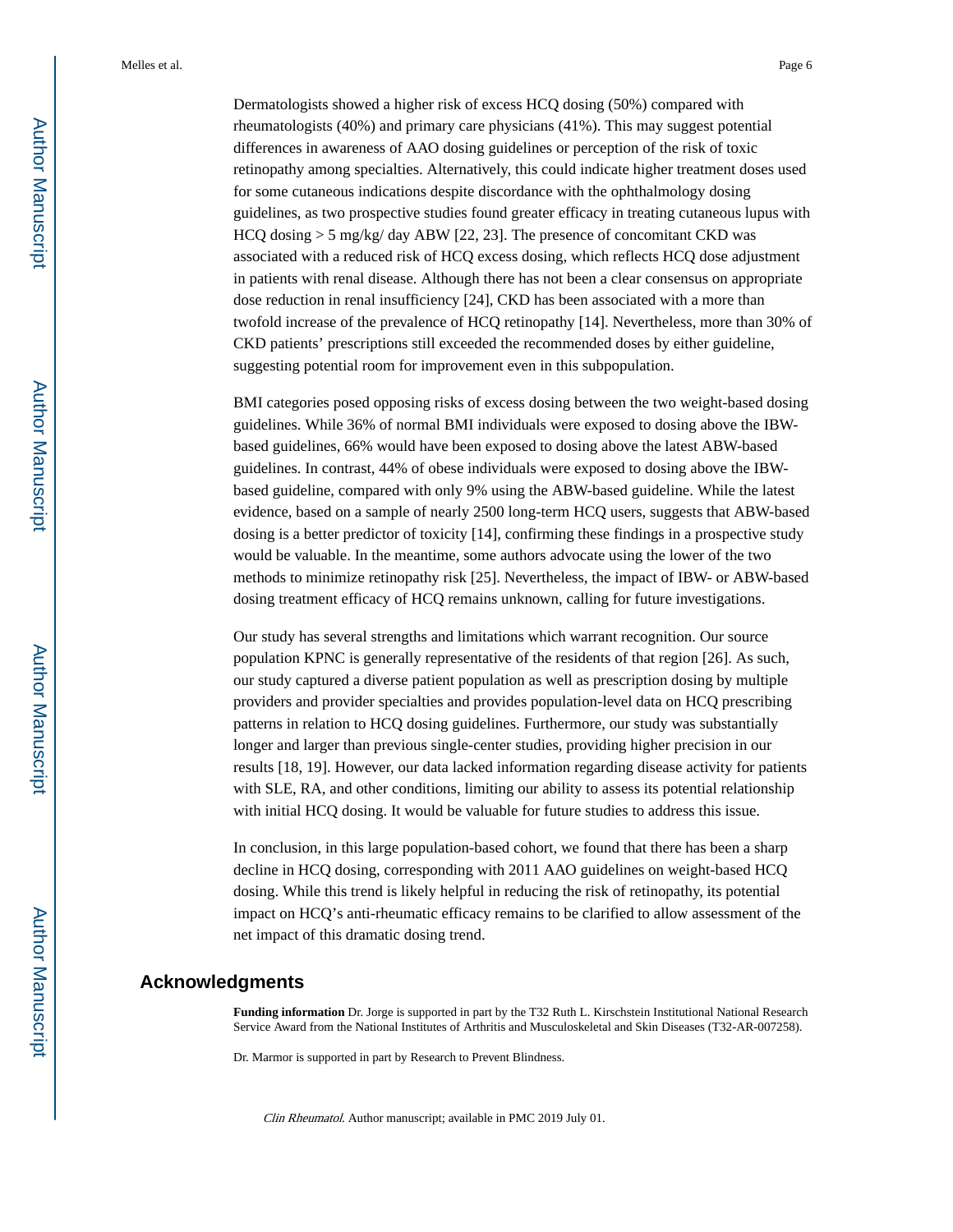Dermatologists showed a higher risk of excess HCQ dosing (50%) compared with rheumatologists (40%) and primary care physicians (41%). This may suggest potential differences in awareness of AAO dosing guidelines or perception of the risk of toxic retinopathy among specialties. Alternatively, this could indicate higher treatment doses used for some cutaneous indications despite discordance with the ophthalmology dosing guidelines, as two prospective studies found greater efficacy in treating cutaneous lupus with HCQ dosing > 5 mg/kg/ day ABW [22, 23]. The presence of concomitant CKD was associated with a reduced risk of HCQ excess dosing, which reflects HCQ dose adjustment in patients with renal disease. Although there has not been a clear consensus on appropriate dose reduction in renal insufficiency [24], CKD has been associated with a more than twofold increase of the prevalence of HCQ retinopathy [14]. Nevertheless, more than 30% of CKD patients' prescriptions still exceeded the recommended doses by either guideline, suggesting potential room for improvement even in this subpopulation.

BMI categories posed opposing risks of excess dosing between the two weight-based dosing guidelines. While 36% of normal BMI individuals were exposed to dosing above the IBW-based guidelines, 66% would have been exposed to dosing above the latest ABW-based guidelines. In contrast, 44% of obese individuals were exposed to dosing above the IBW-based guideline, compared with only 9% using the ABW-based guideline. While the latest evidence, based on a sample of nearly 2500 long-term HCQ users, suggests that ABW-based dosing is a better predictor of toxicity [14], confirming these findings in a prospective study would be valuable. In the meantime, some authors advocate using the lower of the two methods to minimize retinopathy risk [25]. Nevertheless, the impact of IBW- or ABW-based dosing treatment efficacy of HCQ remains unknown, calling for future investigations.

Our study has several strengths and limitations which warrant recognition. Our source population KPNC is generally representative of the residents of that region [26]. As such, our study captured a diverse patient population as well as prescription dosing by multiple providers and provider specialties and provides population-level data on HCQ prescribing patterns in relation to HCQ dosing guidelines. Furthermore, our study was substantially longer and larger than previous single-center studies, providing higher precision in our results [18, 19]. However, our data lacked information regarding disease activity for patients with SLE, RA, and other conditions, limiting our ability to assess its potential relationship with initial HCQ dosing. It would be valuable for future studies to address this issue.

In conclusion, in this large population-based cohort, we found that there has been a sharp decline in HCQ dosing, corresponding with 2011 AAO guidelines on weight-based HCQ dosing. While this trend is likely helpful in reducing the risk of retinopathy, its potential impact on HCQ's anti-rheumatic efficacy remains to be clarified to allow assessment of the net impact of this dramatic dosing trend.

## Acknowledgments

**Funding information** Dr. Jorge is supported in part by the T32 Ruth L. Kirschstein Institutional National Research Service Award from the National Institutes of Arthritis and Musculoskeletal and Skin Diseases (T32-AR-007258).

Dr. Marmor is supported in part by Research to Prevent Blindness.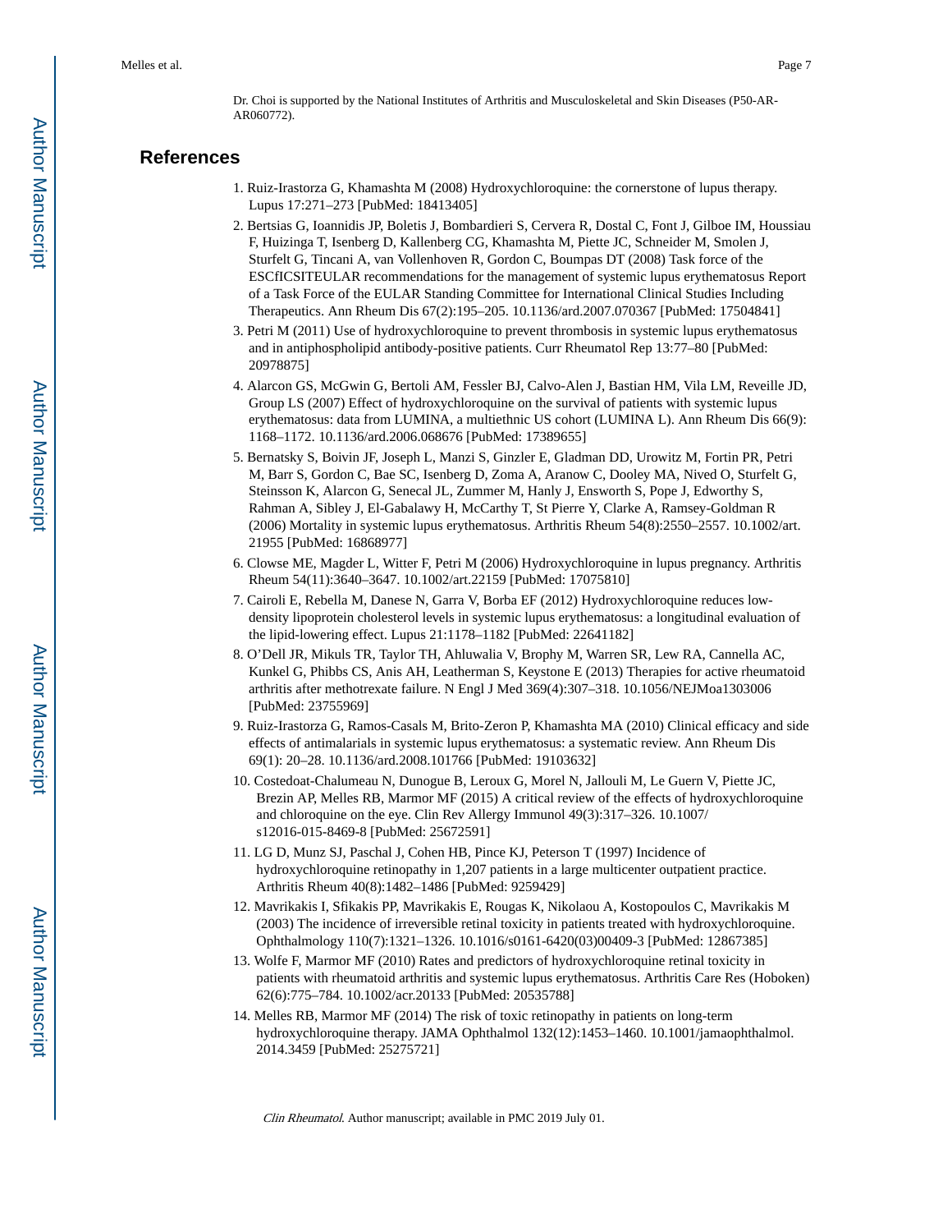Dr. Choi is supported by the National Institutes of Arthritis and Musculoskeletal and Skin Diseases (P50-AR-AR060772).

## References

1. Ruiz-Irastorza G, Khamashta M (2008) Hydroxychloroquine: the cornerstone of lupus therapy. Lupus 17:271–273 [PubMed: 18413405]
2. Bertsias G, Ioannidis JP, Boletis J, Bombardieri S, Cervera R, Dostal C, Font J, Gilboe IM, Houssiau F, Huizinga T, Isenberg D, Kallenberg CG, Khamashta M, Piette JC, Schneider M, Smolen J, Sturfelt G, Tincani A, van Vollenhoven R, Gordon C, Boumpas DT (2008) Task force of the ESCfICSITEULAR recommendations for the management of systemic lupus erythematosus Report of a Task Force of the EULAR Standing Committee for International Clinical Studies Including Therapeutics. Ann Rheum Dis 67(2):195–205. 10.1136/ard.2007.070367 [PubMed: 17504841]
3. Petri M (2011) Use of hydroxychloroquine to prevent thrombosis in systemic lupus erythematosus and in antiphospholipid antibody-positive patients. Curr Rheumatol Rep 13:77–80 [PubMed: 20978875]
4. Alarcon GS, McGwin G, Bertoli AM, Fessler BJ, Calvo-Alen J, Bastian HM, Vila LM, Reveille JD, Group LS (2007) Effect of hydroxychloroquine on the survival of patients with systemic lupus erythematosus: data from LUMINA, a multiethnic US cohort (LUMINA L). Ann Rheum Dis 66(9): 1168–1172. 10.1136/ard.2006.068676 [PubMed: 17389655]
5. Bernatsky S, Boivin JF, Joseph L, Manzi S, Ginzler E, Gladman DD, Urowitz M, Fortin PR, Petri M, Barr S, Gordon C, Bae SC, Isenberg D, Zoma A, Aranow C, Dooley MA, Nived O, Sturfelt G, Steinsson K, Alarcon G, Senecal JL, Zummer M, Hanly J, Ensworth S, Pope J, Edworthy S, Rahman A, Sibley J, El-Gabalawy H, McCarthy T, St Pierre Y, Clarke A, Ramsey-Goldman R (2006) Mortality in systemic lupus erythematosus. Arthritis Rheum 54(8):2550–2557. 10.1002/art.21955 [PubMed: 16868977]
6. Clowse ME, Magder L, Witter F, Petri M (2006) Hydroxychloroquine in lupus pregnancy. Arthritis Rheum 54(11):3640–3647. 10.1002/art.22159 [PubMed: 17075810]
7. Cairoli E, Rebella M, Danese N, Garra V, Borba EF (2012) Hydroxychloroquine reduces low-density lipoprotein cholesterol levels in systemic lupus erythematosus: a longitudinal evaluation of the lipid-lowering effect. Lupus 21:1178–1182 [PubMed: 22641182]
8. O'Dell JR, Mikuls TR, Taylor TH, Ahluwalia V, Brophy M, Warren SR, Lew RA, Cannella AC, Kunkel G, Phibbs CS, Anis AH, Leatherman S, Keystone E (2013) Therapies for active rheumatoid arthritis after methotrexate failure. N Engl J Med 369(4):307–318. 10.1056/NEJMoa1303006 [PubMed: 23755969]
9. Ruiz-Irastorza G, Ramos-Casals M, Brito-Zeron P, Khamashta MA (2010) Clinical efficacy and side effects of antimalarials in systemic lupus erythematosus: a systematic review. Ann Rheum Dis 69(1): 20–28. 10.1136/ard.2008.101766 [PubMed: 19103632]
10. Costedoat-Chalumeau N, Dunogue B, Leroux G, Morel N, Jallouli M, Le Guern V, Piette JC, Brezin AP, Melles RB, Marmor MF (2015) A critical review of the effects of hydroxychloroquine and chloroquine on the eye. Clin Rev Allergy Immunol 49(3):317–326. 10.1007/s12016-015-8469-8 [PubMed: 25672591]
11. LG D, Munz SJ, Paschal J, Cohen HB, Pince KJ, Peterson T (1997) Incidence of hydroxychloroquine retinopathy in 1,207 patients in a large multicenter outpatient practice. Arthritis Rheum 40(8):1482–1486 [PubMed: 9259429]
12. Mavrikakis I, Sfikakis PP, Mavrikakis E, Rougas K, Nikolaou A, Kostopoulos C, Mavrikakis M (2003) The incidence of irreversible retinal toxicity in patients treated with hydroxychloroquine. Ophthalmology 110(7):1321–1326. 10.1016/s0161-6420(03)00409-3 [PubMed: 12867385]
13. Wolfe F, Marmor MF (2010) Rates and predictors of hydroxychloroquine retinal toxicity in patients with rheumatoid arthritis and systemic lupus erythematosus. Arthritis Care Res (Hoboken) 62(6):775–784. 10.1002/acr.20133 [PubMed: 20535788]
14. Melles RB, Marmor MF (2014) The risk of toxic retinopathy in patients on long-term hydroxychloroquine therapy. JAMA Ophthalmol 132(12):1453–1460. 10.1001/jamaophthalmol.2014.3459 [PubMed: 25275721]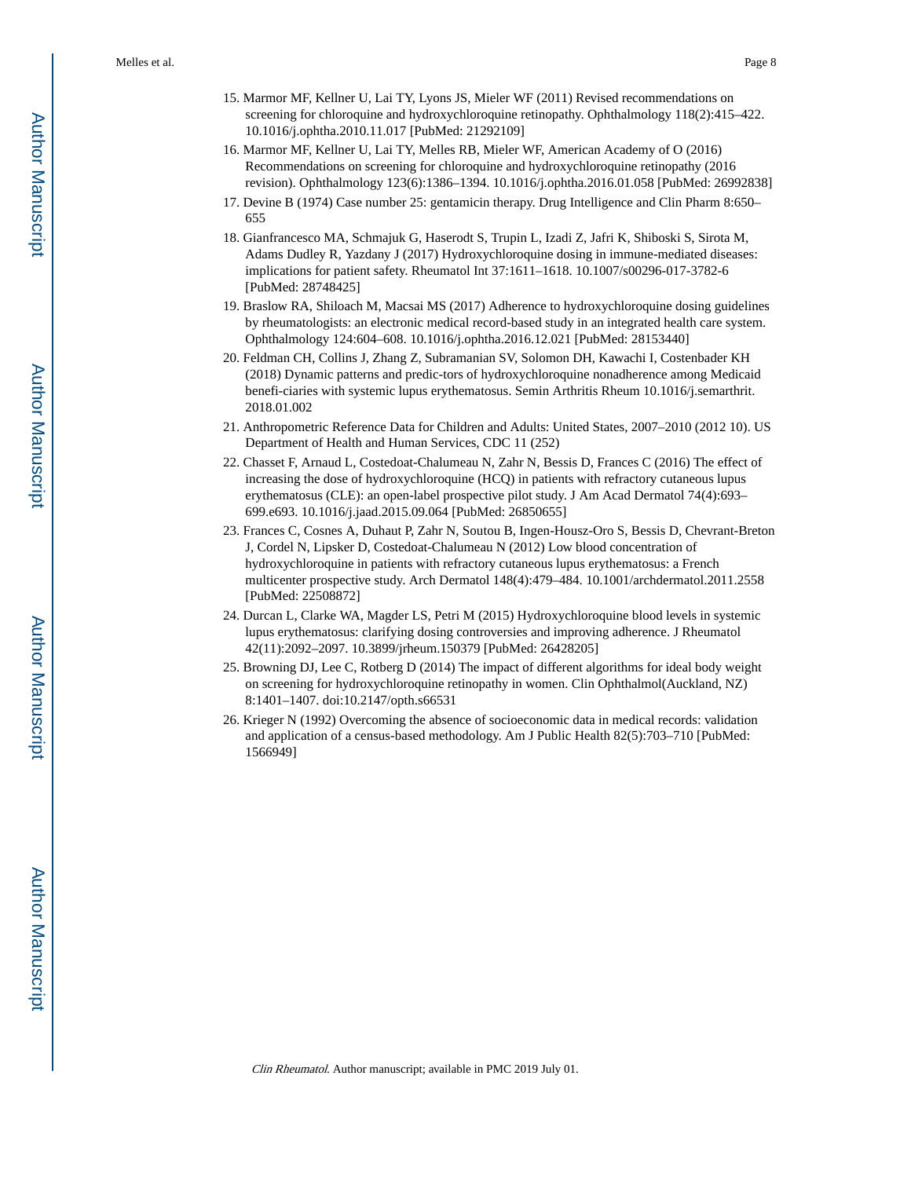15. Marmor MF, Kellner U, Lai TY, Lyons JS, Mieler WF (2011) Revised recommendations on screening for chloroquine and hydroxychloroquine retinopathy. Ophthalmology 118(2):415–422. 10.1016/j.ophtha.2010.11.017 [PubMed: 21292109]
16. Marmor MF, Kellner U, Lai TY, Melles RB, Mieler WF, American Academy of O (2016) Recommendations on screening for chloroquine and hydroxychloroquine retinopathy (2016 revision). Ophthalmology 123(6):1386–1394. 10.1016/j.ophtha.2016.01.058 [PubMed: 26992838]
17. Devine B (1974) Case number 25: gentamicin therapy. Drug Intelligence and Clin Pharm 8:650–655
18. Gianfrancesco MA, Schmajuk G, Haserodt S, Trupin L, Izadi Z, Jafri K, Shiboski S, Sirota M, Adams Dudley R, Yazdany J (2017) Hydroxychloroquine dosing in immune-mediated diseases: implications for patient safety. Rheumatol Int 37:1611–1618. 10.1007/s00296-017-3782-6 [PubMed: 28748425]
19. Braslow RA, Shiloach M, Macsai MS (2017) Adherence to hydroxychloroquine dosing guidelines by rheumatologists: an electronic medical record-based study in an integrated health care system. Ophthalmology 124:604–608. 10.1016/j.ophtha.2016.12.021 [PubMed: 28153440]
20. Feldman CH, Collins J, Zhang Z, Subramanian SV, Solomon DH, Kawachi I, Costenbader KH (2018) Dynamic patterns and predic-tors of hydroxychloroquine nonadherence among Medicaid benefi-ciaries with systemic lupus erythematosus. Semin Arthritis Rheum 10.1016/j.semarthrit.2018.01.002
21. Anthropometric Reference Data for Children and Adults: United States, 2007–2010 (2012 10). US Department of Health and Human Services, CDC 11 (252)
22. Chasset F, Arnaud L, Costedoat-Chalumeau N, Zahr N, Bessis D, Frances C (2016) The effect of increasing the dose of hydroxychloroquine (HCQ) in patients with refractory cutaneous lupus erythematosus (CLE): an open-label prospective pilot study. J Am Acad Dermatol 74(4):693–699.e693. 10.1016/j.jaad.2015.09.064 [PubMed: 26850655]
23. Frances C, Cosnes A, Duhaut P, Zahr N, Soutou B, Ingen-Housz-Oro S, Bessis D, Chevrant-Breton J, Cordel N, Lipsker D, Costedoat-Chalumeau N (2012) Low blood concentration of hydroxychloroquine in patients with refractory cutaneous lupus erythematosus: a French multicenter prospective study. Arch Dermatol 148(4):479–484. 10.1001/archdermatol.2011.2558 [PubMed: 22508872]
24. Durcan L, Clarke WA, Magder LS, Petri M (2015) Hydroxychloroquine blood levels in systemic lupus erythematosus: clarifying dosing controversies and improving adherence. J Rheumatol 42(11):2092–2097. 10.3899/jrheum.150379 [PubMed: 26428205]
25. Browning DJ, Lee C, Rotberg D (2014) The impact of different algorithms for ideal body weight on screening for hydroxychloroquine retinopathy in women. Clin Ophthalmol(Auckland, NZ) 8:1401–1407. doi:10.2147/opth.s66531
26. Krieger N (1992) Overcoming the absence of socioeconomic data in medical records: validation and application of a census-based methodology. Am J Public Health 82(5):703–710 [PubMed: 1566949]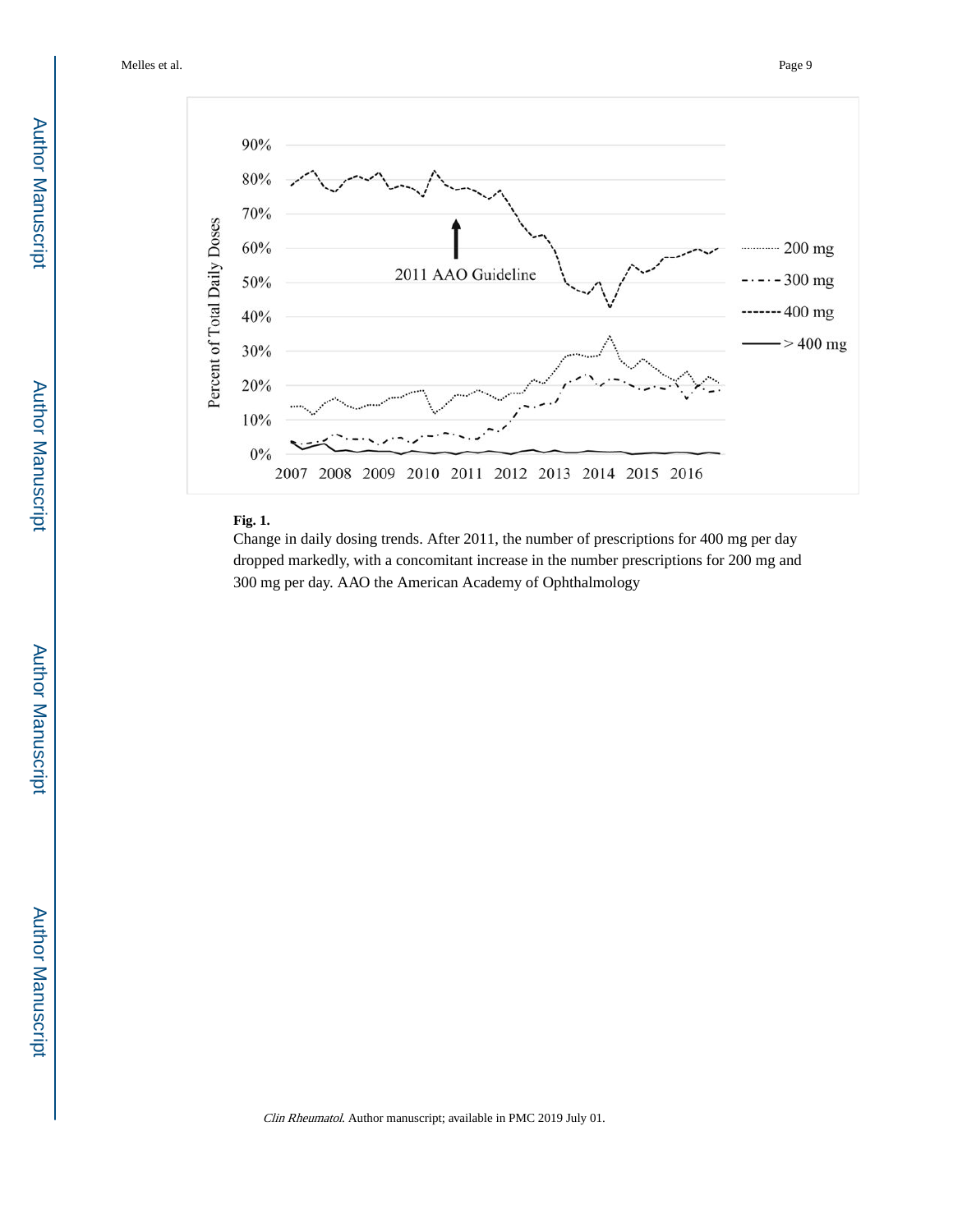90%
80%
70%
60%
50%
40%
30%
20%
10%
0%

Percent of Total Daily Doses

2007 2008 2009 2010 2011 2012 2013 2014 2015 2016

2011 AAO Guideline

200 mg
300 mg
400 mg
> 400 mg

**Fig. 1.**

Change in daily dosing trends. After 2011, the number of prescriptions for 400 mg per day dropped markedly, with a concomitant increase in the number prescriptions for 200 mg and 300 mg per day. AAO the American Academy of Ophthalmology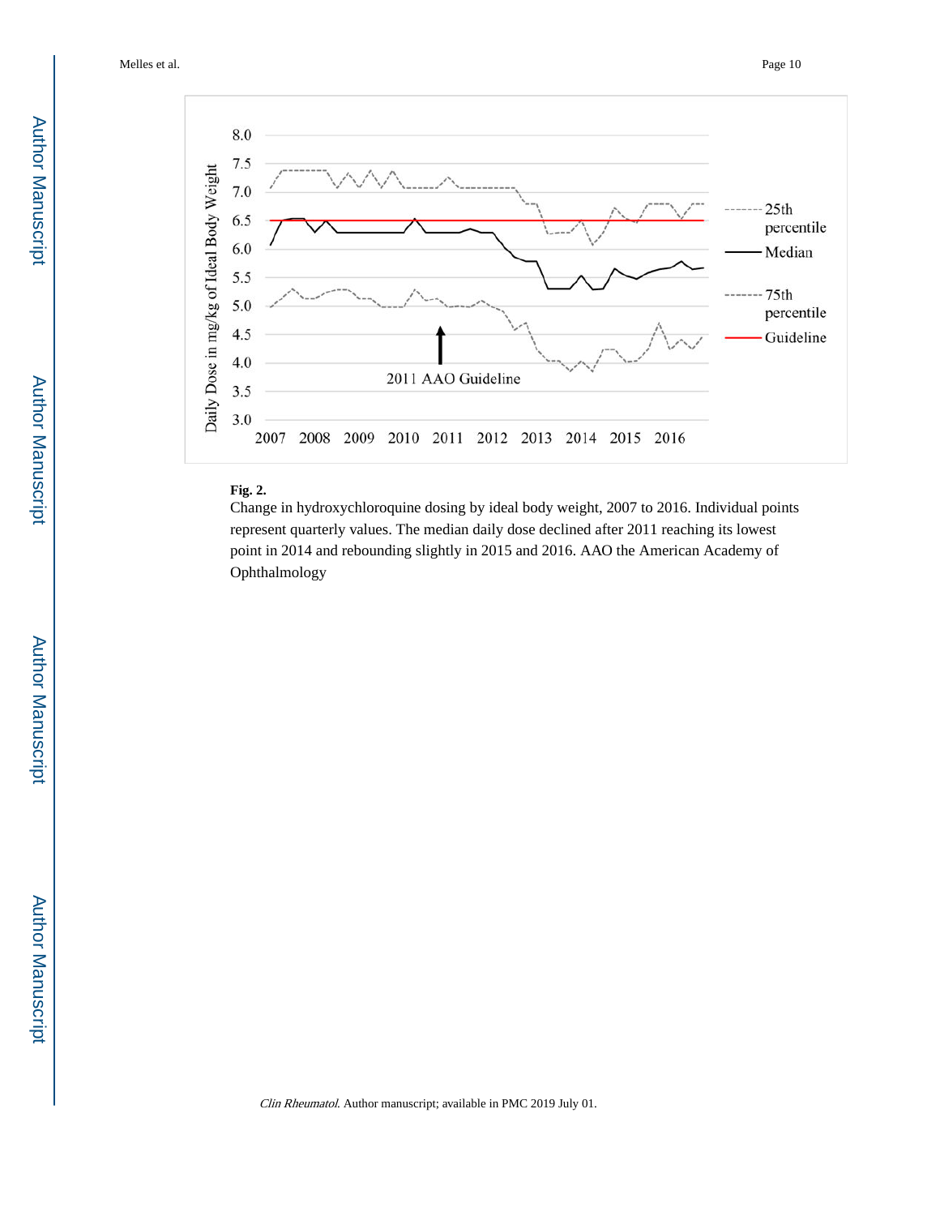8.0
7.5
7.0
6.5
6.0
5.5
5.0
4.5
4.0
3.5
3.0

Daily Dose in mg/kg of Ideal Body Weight

2007 2008 2009 2010 2011 2012 2013 2014 2015 2016

2011 AAO Guideline

25th percentile
Median
75th percentile
Guideline

**Fig. 2.**

Change in hydroxychloroquine dosing by ideal body weight, 2007 to 2016. Individual points represent quarterly values. The median daily dose declined after 2011 reaching its lowest point in 2014 and rebounding slightly in 2015 and 2016. AAO the American Academy of Ophthalmology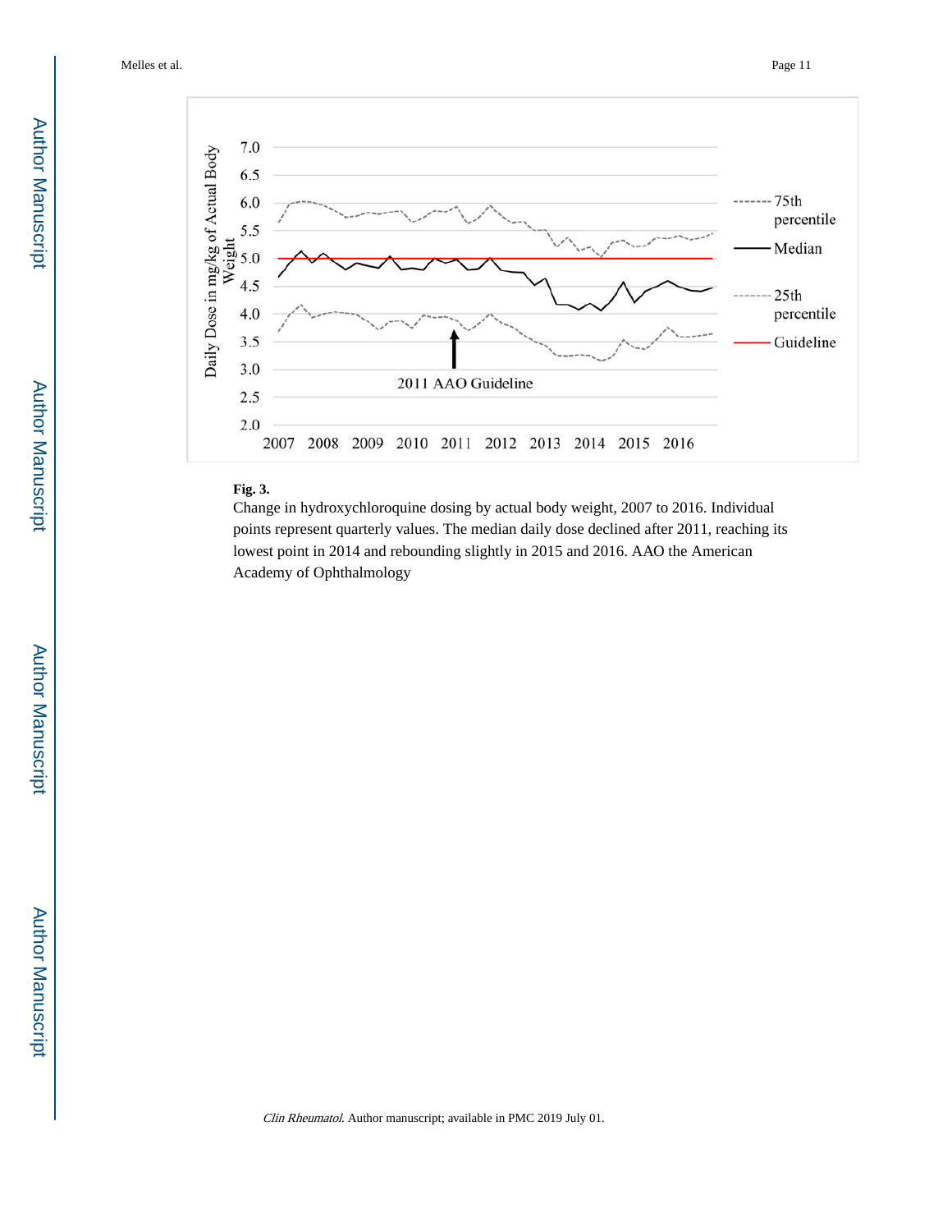Daily Dose in mg/kg of Actual Body Weight

7.0
6.5
6.0
5.5
5.0
4.5
4.0
3.5
3.0
2.5
2.0

2007 2008 2009 2010 2011 2012 2013 2014 2015 2016

2011 AAO Guideline

75th percentile
Median
25th percentile
Guideline

**Fig. 3.**

Change in hydroxychloroquine dosing by actual body weight, 2007 to 2016. Individual points represent quarterly values. The median daily dose declined after 2011, reaching its lowest point in 2014 and rebounding slightly in 2015 and 2016. AAO the American Academy of Ophthalmology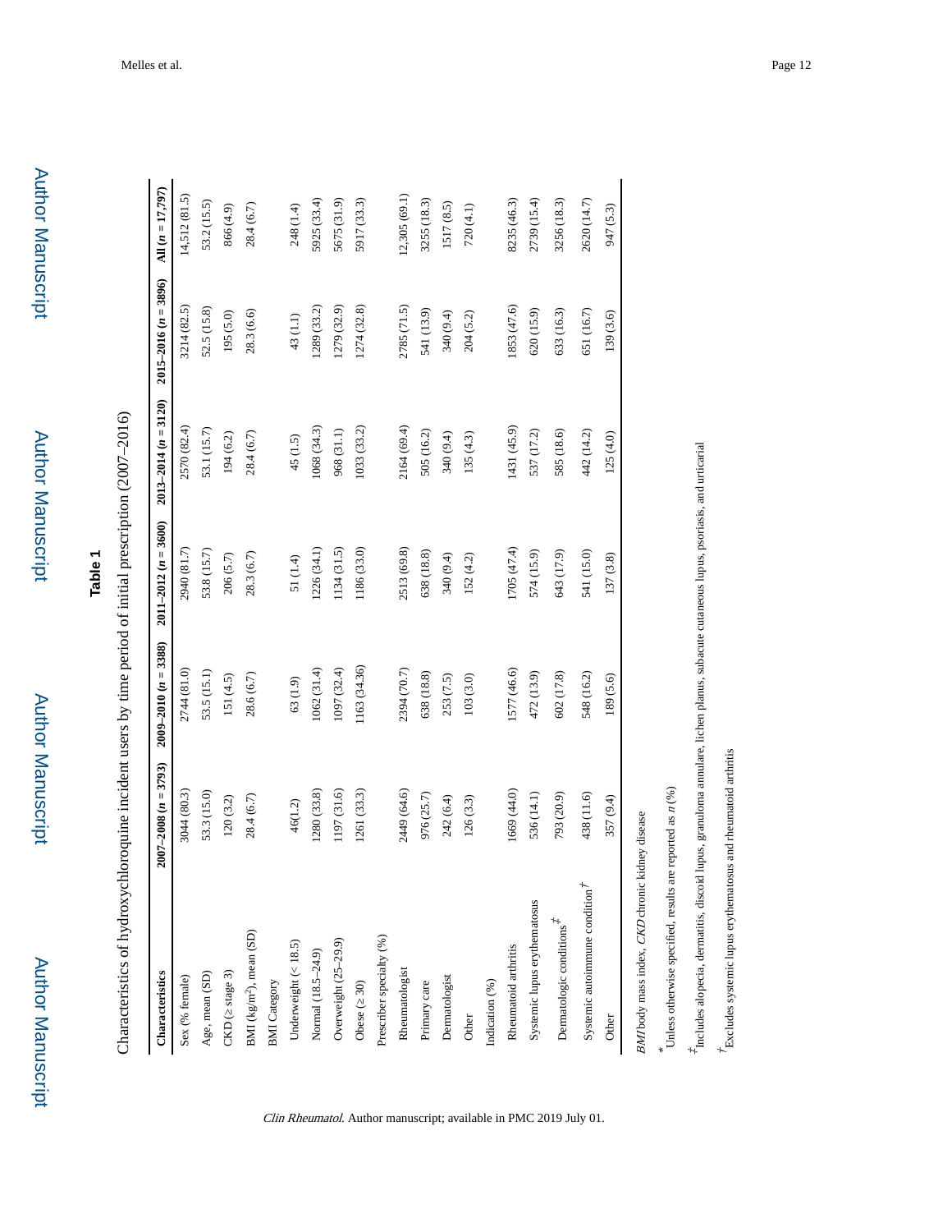**Table 1**

Characteristics of hydroxychloroquine incident users by time period of initial prescription (2007–2016)

| Characteristics | 2007–2008 (n = 3793) | 2009–2010 (n = 3388) | 2011–2012 (n = 3600) | 2013–2014 (n = 3120) | 2015–2016 (n = 3896) | All (n = 17,797) |
|---|---|---|---|---|---|---|
| Sex (% female) | 3044 (80.3) | 2744 (81.0) | 2940 (81.7) | 2570 (82.4) | 3214 (82.5) | 14,512 (81.5) |
| Age, mean (SD) | 53.3 (15.0) | 53.5 (15.1) | 53.8 (15.7) | 53.1 (15.7) | 52.5 (15.8) | 53.2 (15.5) |
| CKD (≥ stage 3) | 120 (3.2) | 151 (4.5) | 206 (5.7) | 194 (6.2) | 195 (5.0) | 866 (4.9) |
| BMI (kg/m$^2$), mean (SD) | 28.4 (6.7) | 28.6 (6.7) | 28.3 (6.7) | 28.4 (6.7) | 28.3 (6.6) | 28.4 (6.7) |
| BMI Category | | | | | | |
| Underweight (< 18.5) | 46(1.2) | 63 (1.9) | 51 (1.4) | 45 (1.5) | 43 (1.1) | 248 (1.4) |
| Normal (18.5–24.9) | 1280 (33.8) | 1062 (31.4) | 1226 (34.1) | 1068 (34.3) | 1289 (33.2) | 5925 (33.4) |
| Overweight (25–29.9) | 1197 (31.6) | 1097 (32.4) | 1134 (31.5) | 968 (31.1) | 1279 (32.9) | 5675 (31.9) |
| Obese (≥ 30) | 1261 (33.3) | 1163 (34.36) | 1186 (33.0) | 1033 (33.2) | 1274 (32.8) | 5917 (33.3) |
| Prescriber specialty (%) | | | | | | |
| Rheumatologist | 2449 (64.6) | 2394 (70.7) | 2513 (69.8) | 2164 (69.4) | 2785 (71.5) | 12,305 (69.1) |
| Primary care | 976 (25.7) | 638 (18.8) | 638 (18.8) | 505 (16.2) | 541 (13.9) | 3255 (18.3) |
| Dermatologist | 242 (6.4) | 253 (7.5) | 340 (9.4) | 340 (9.4) | 340 (9.4) | 1517 (8.5) |
| Other | 126 (3.3) | 103 (3.0) | 152 (4.2) | 135 (4.3) | 204 (5.2) | 720 (4.1) |
| Indication (%) | | | | | | |
| Rheumatoid arthritis | 1669 (44.0) | 1577 (46.6) | 1705 (47.4) | 1431 (45.9) | 1853 (47.6) | 8235 (46.3) |
| Systemic lupus erythematosus | 536 (14.1) | 472 (13.9) | 574 (15.9) | 537 (17.2) | 620 (15.9) | 2739 (15.4) |
| Dermatologic conditions[‡] | 793 (20.9) | 602 (17.8) | 643 (17.9) | 585 (18.6) | 633 (16.3) | 3256 (18.3) |
| Systemic autoimmune condition[†] | 438 (11.6) | 548 (16.2) | 541 (15.0) | 442 (14.2) | 651 (16.7) | 2620 (14.7) |
| Other | 357 (9.4) | 189 (5.6) | 137 (3.8) | 125 (4.0) | 139 (3.6) | 947 (5.3) |

*BMI* body mass index, *CKD* chronic kidney disease

[*] Unless otherwise specified, results are reported as *n* (%)

[‡] Includes alopecia, dermatitis, discoid lupus, granuloma annulare, lichen planus, subacute cutaneous lupus, psoriasis, and urticarial

[†] Excludes systemic lupus erythematosus and rheumatoid arthritis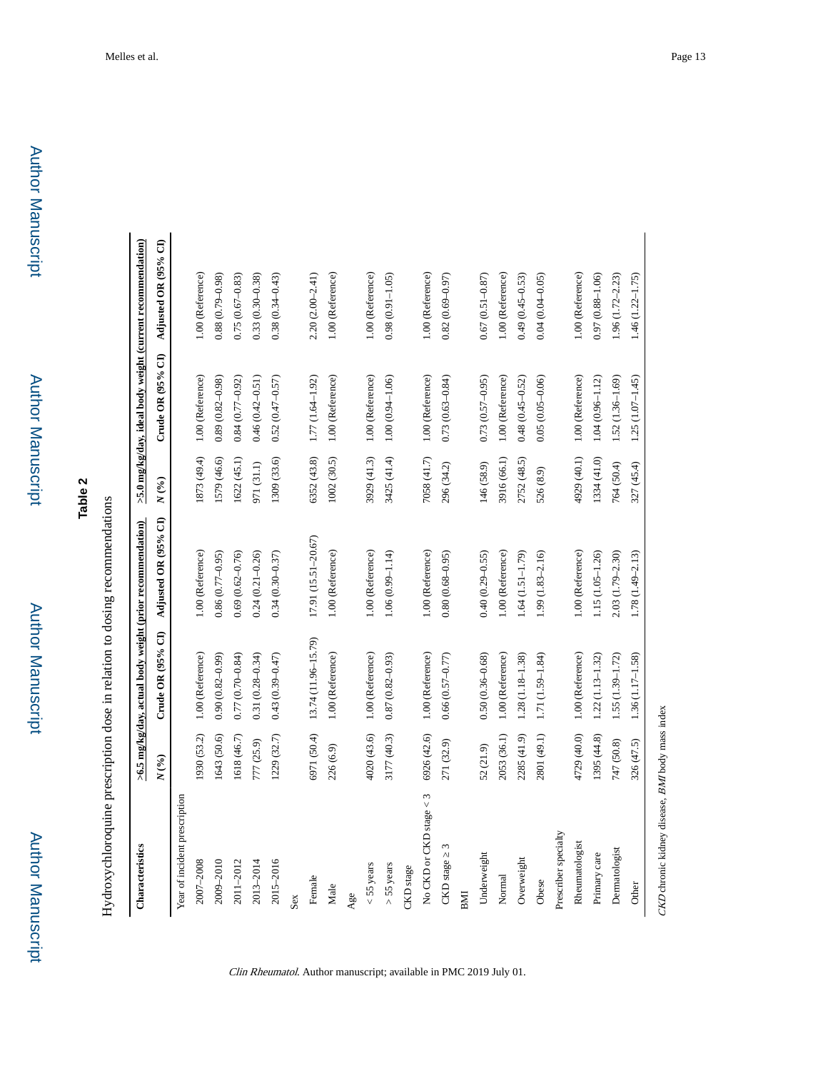**Table 2**

Hydroxychloroquine prescription dose in relation to dosing recommendations

| Characteristics | >6.5 mg/kg/day, actual body weight (prior recommendation) | | | >5.0 mg/kg/day, ideal body weight (current recommendation) | | |
|---|---|---|---|---|---|---|
| | N (%) | Crude OR (95% CI) | Adjusted OR (95% CI) | N (%) | Crude OR (95% CI) | Adjusted OR (95% CI) |
| Year of incident prescription | | | | | | |
| 2007–2008 | 1930 (53.2) | 1.00 (Reference) | 1.00 (Reference) | 1873 (49.4) | 1.00 (Reference) | 1.00 (Reference) |
| 2009–2010 | 1643 (50.6) | 0.90 (0.82–0.99) | 0.86 (0.77–0.95) | 1579 (46.6) | 0.89 (0.82–0.98) | 0.88 (0.79–0.98) |
| 2011–2012 | 1618 (46.7) | 0.77 (0.70–0.84) | 0.69 (0.62–0.76) | 1622 (45.1) | 0.84 (0.77–0.92) | 0.75 (0.67–0.83) |
| 2013–2014 | 777 (25.9) | 0.31 (0.28–0.34) | 0.24 (0.21–0.26) | 971 (31.1) | 0.46 (0.42–0.51) | 0.33 (0.30–0.38) |
| 2015–2016 | 1229 (32.7) | 0.43 (0.39–0.47) | 0.34 (0.30–0.37) | 1309 (33.6) | 0.52 (0.47–0.57) | 0.38 (0.34–0.43) |
| Sex | | | | | | |
| Female | 6971 (50.4) | 13.74 (11.96–15.79) | 17.91 (15.51–20.67) | 6352 (43.8) | 1.77 (1.64–1.92) | 2.20 (2.00–2.41) |
| Male | 226 (6.9) | 1.00 (Reference) | 1.00 (Reference) | 1002 (30.5) | 1.00 (Reference) | 1.00 (Reference) |
| Age | | | | | | |
| < 55 years | 4020 (43.6) | 1.00 (Reference) | 1.00 (Reference) | 3929 (41.3) | 1.00 (Reference) | 1.00 (Reference) |
| > 55 years | 3177 (40.3) | 0.87 (0.82–0.93) | 1.06 (0.99–1.14) | 3425 (41.4) | 1.00 (0.94–1.06) | 0.98 (0.91–1.05) |
| CKD stage | | | | | | |
| No CKD or CKD stage < 3 | 6926 (42.6) | 1.00 (Reference) | 1.00 (Reference) | 7058 (41.7) | 1.00 (Reference) | 1.00 (Reference) |
| CKD stage ≥ 3 | 271 (32.9) | 0.66 (0.57–0.77) | 0.80 (0.68–0.95) | 296 (34.2) | 0.73 (0.63–0.84) | 0.82 (0.69–0.97) |
| BMI | | | | | | |
| Underweight | 52 (21.9) | 0.50 (0.36–0.68) | 0.40 (0.29–0.55) | 146 (58.9) | 0.73 (0.57–0.95) | 0.67 (0.51–0.87) |
| Normal | 2053 (36.1) | 1.00 (Reference) | 1.00 (Reference) | 3916 (66.1) | 1.00 (Reference) | 1.00 (Reference) |
| Overweight | 2285 (41.9) | 1.28 (1.18–1.38) | 1.64 (1.51–1.79) | 2752 (48.5) | 0.48 (0.45–0.52) | 0.49 (0.45–0.53) |
| Obese | 2801 (49.1) | 1.71 (1.59–1.84) | 1.99 (1.83–2.16) | 526 (8.9) | 0.05 (0.05–0.06) | 0.04 (0.04–0.05) |
| Prescriber specialty | | | | | | |
| Rheumatologist | 4729 (40.0) | 1.00 (Reference) | 1.00 (Reference) | 4929 (40.1) | 1.00 (Reference) | 1.00 (Reference) |
| Primary care | 1395 (44.8) | 1.22 (1.13–1.32) | 1.15 (1.05–1.26) | 1334 (41.0) | 1.04 (0.96–1.12) | 0.97 (0.88–1.06) |
| Dermatologist | 747 (50.8) | 1.55 (1.39–1.72) | 2.03 (1.79–2.30) | 764 (50.4) | 1.52 (1.36–1.69) | 1.96 (1.72–2.23) |
| Other | 326 (47.5) | 1.36 (1.17–1.58) | 1.78 (1.49–2.13) | 327 (45.4) | 1.25 (1.07–1.45) | 1.46 (1.22–1.75) |

*CKD* chronic kidney disease, *BMI* body mass index